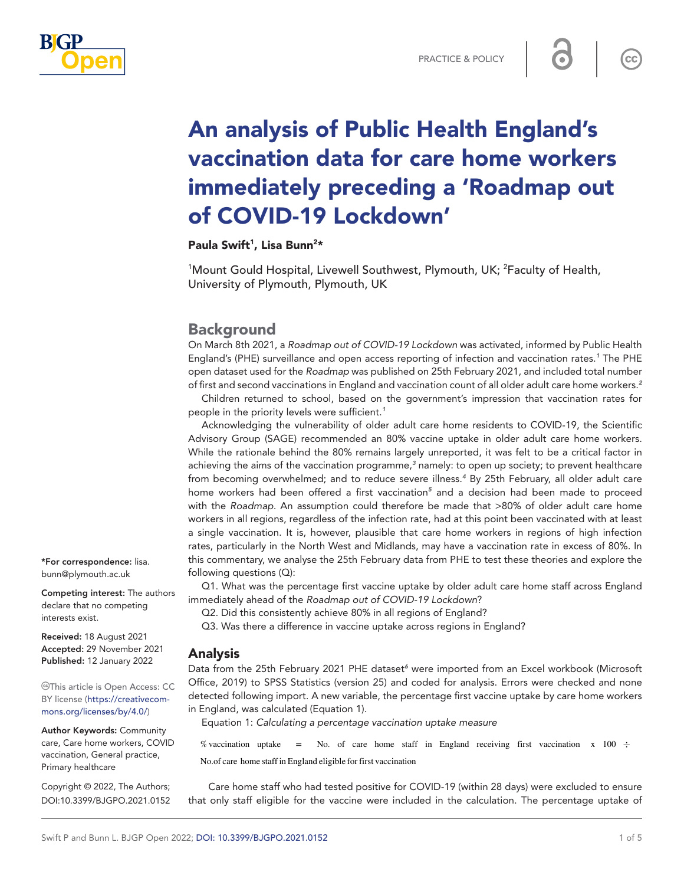# An analysis of Public Health England's vaccination data for care home workers immediately preceding a 'Roadmap out of COVID-19 Lockdown'

**Paula Swift[1], Lisa Bunn[2]***

[1]Mount Gould Hospital, Livewell Southwest, Plymouth, UK; [2]Faculty of Health, University of Plymouth, Plymouth, UK

*For correspondence: lisa.bunn@plymouth.ac.uk

**Competing interest:** The authors declare that no competing interests exist.

**Received:** 18 August 2021
**Accepted:** 29 November 2021
**Published:** 12 January 2022

This article is Open Access: CC BY license (https://creativecommons.org/licenses/by/4.0/)

**Author Keywords:** Community care, Care home workers, COVID vaccination, General practice, Primary healthcare

Copyright © 2022, The Authors; DOI:10.3399/BJGPO.2021.0152

## Background

On March 8th 2021, a *Roadmap out of COVID-19 Lockdown* was activated, informed by Public Health England's (PHE) surveillance and open access reporting of infection and vaccination rates.[1] The PHE open dataset used for the *Roadmap* was published on 25th February 2021, and included total number of first and second vaccinations in England and vaccination count of all older adult care home workers.[2]

Children returned to school, based on the government's impression that vaccination rates for people in the priority levels were sufficient.[1]

Acknowledging the vulnerability of older adult care home residents to COVID-19, the Scientific Advisory Group (SAGE) recommended an 80% vaccine uptake in older adult care home workers. While the rationale behind the 80% remains largely unreported, it was felt to be a critical factor in achieving the aims of the vaccination programme,[3] namely: to open up society; to prevent healthcare from becoming overwhelmed; and to reduce severe illness.[4] By 25th February, all older adult care home workers had been offered a first vaccination[5] and a decision had been made to proceed with the *Roadmap*. An assumption could therefore be made that >80% of older adult care home workers in all regions, regardless of the infection rate, had at this point been vaccinated with at least a single vaccination. It is, however, plausible that care home workers in regions of high infection rates, particularly in the North West and Midlands, may have a vaccination rate in excess of 80%. In this commentary, we analyse the 25th February data from PHE to test these theories and explore the following questions (Q):

Q1. What was the percentage first vaccine uptake by older adult care home staff across England immediately ahead of the *Roadmap out of COVID-19 Lockdown*?

Q2. Did this consistently achieve 80% in all regions of England?

Q3. Was there a difference in vaccine uptake across regions in England?

## Analysis

Data from the 25th February 2021 PHE dataset[6] were imported from an Excel workbook (Microsoft Office, 2019) to SPSS Statistics (version 25) and coded for analysis. Errors were checked and none detected following import. A new variable, the percentage first vaccine uptake by care home workers in England, was calculated (Equation 1).

Equation 1: *Calculating a percentage vaccination uptake measure*

$$\%\ \text{vaccination uptake} = \text{No. of care home staff in England receiving first vaccination} \times 100 \div \text{No. of care home staff in England eligible for first vaccination}$$

Care home staff who had tested positive for COVID-19 (within 28 days) were excluded to ensure that only staff eligible for the vaccine were included in the calculation. The percentage uptake of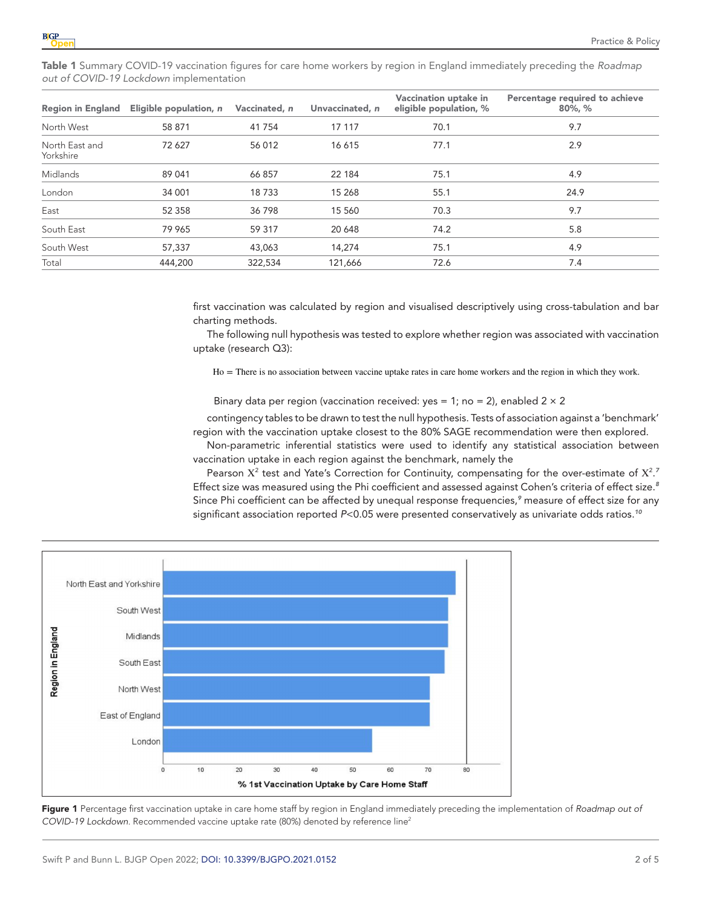**Table 1** Summary COVID-19 vaccination figures for care home workers by region in England immediately preceding the *Roadmap out of COVID-19 Lockdown* implementation

| Region in England | Eligible population, *n* | Vaccinated, *n* | Unvaccinated, *n* | Vaccination uptake in eligible population, % | Percentage required to achieve 80%, % |
|---|---|---|---|---|---|
| North West | 58 871 | 41 754 | 17 117 | 70.1 | 9.7 |
| North East and Yorkshire | 72 627 | 56 012 | 16 615 | 77.1 | 2.9 |
| Midlands | 89 041 | 66 857 | 22 184 | 75.1 | 4.9 |
| London | 34 001 | 18 733 | 15 268 | 55.1 | 24.9 |
| East | 52 358 | 36 798 | 15 560 | 70.3 | 9.7 |
| South East | 79 965 | 59 317 | 20 648 | 74.2 | 5.8 |
| South West | 57,337 | 43,063 | 14,274 | 75.1 | 4.9 |
| Total | 444,200 | 322,534 | 121,666 | 72.6 | 7.4 |

first vaccination was calculated by region and visualised descriptively using cross-tabulation and bar charting methods.

The following null hypothesis was tested to explore whether region was associated with vaccination uptake (research Q3):

Ho = There is no association between vaccine uptake rates in care home workers and the region in which they work.

Binary data per region (vaccination received: yes = 1; no = 2), enabled 2 × 2 contingency tables to be drawn to test the null hypothesis. Tests of association against a 'benchmark' region with the vaccination uptake closest to the 80% SAGE recommendation were then explored.

Non-parametric inferential statistics were used to identify any statistical association between vaccination uptake in each region against the benchmark, namely the Pearson $X^2$ test and Yate's Correction for Continuity, compensating for the over-estimate of $X^2$.[7] Effect size was measured using the Phi coefficient and assessed against Cohen's criteria of effect size.[8] Since Phi coefficient can be affected by unequal response frequencies,[9] measure of effect size for any significant association reported $P$<0.05 were presented conservatively as univariate odds ratios.[10]

**Figure 1** Percentage first vaccination uptake in care home staff by region in England immediately preceding the implementation of *Roadmap out of COVID-19 Lockdown*. Recommended vaccine uptake rate (80%) denoted by reference line[2]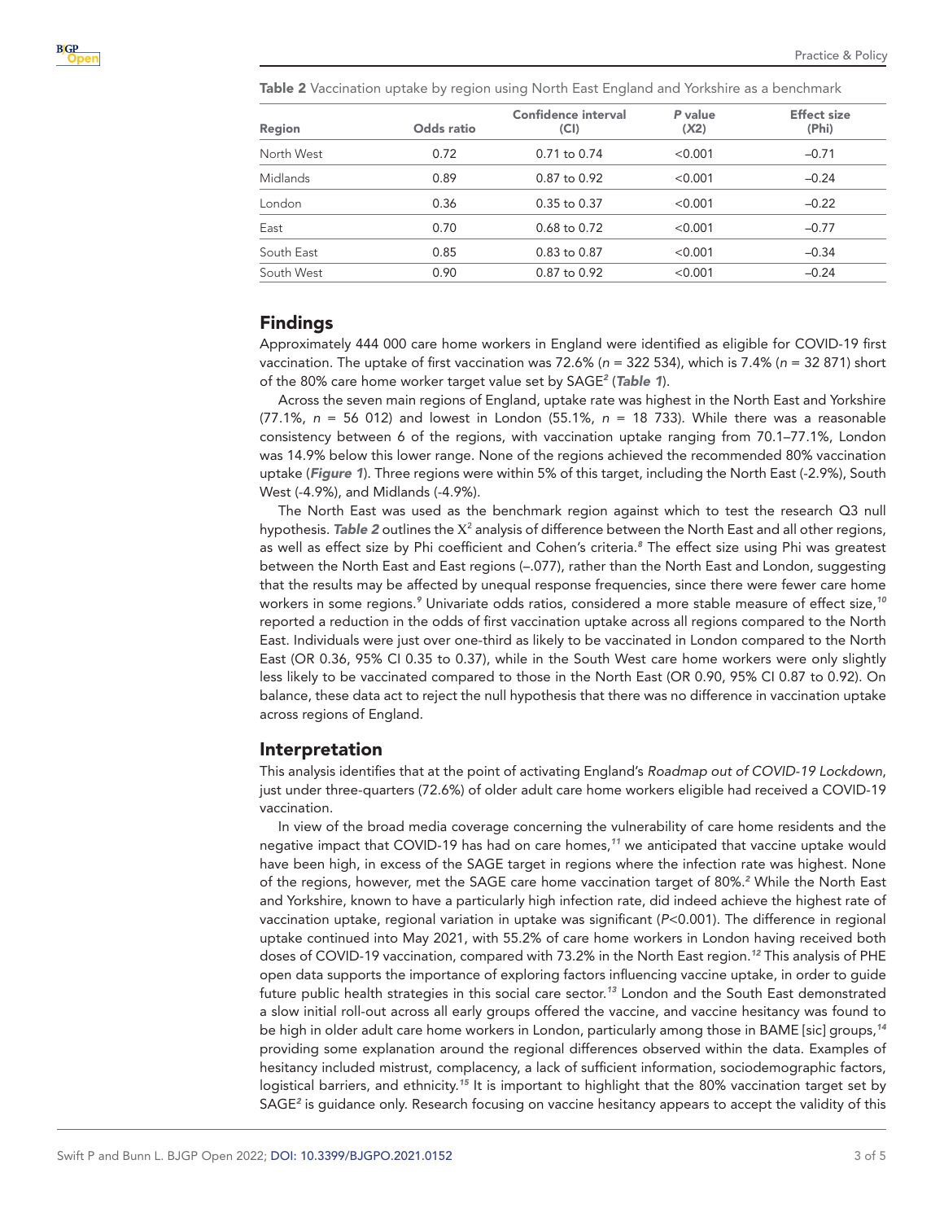**Table 2** Vaccination uptake by region using North East England and Yorkshire as a benchmark

| Region | Odds ratio | Confidence interval (CI) | *P* value (*X2*) | Effect size (Phi) |
|---|---|---|---|---|
| North West | 0.72 | 0.71 to 0.74 | <0.001 | –0.71 |
| Midlands | 0.89 | 0.87 to 0.92 | <0.001 | –0.24 |
| London | 0.36 | 0.35 to 0.37 | <0.001 | –0.22 |
| East | 0.70 | 0.68 to 0.72 | <0.001 | –0.77 |
| South East | 0.85 | 0.83 to 0.87 | <0.001 | –0.34 |
| South West | 0.90 | 0.87 to 0.92 | <0.001 | –0.24 |

## Findings

Approximately 444 000 care home workers in England were identified as eligible for COVID-19 first vaccination. The uptake of first vaccination was 72.6% (*n* = 322 534), which is 7.4% (*n* = 32 871) short of the 80% care home worker target value set by SAGE[2] (***Table 1***).

Across the seven main regions of England, uptake rate was highest in the North East and Yorkshire (77.1%, *n* = 56 012) and lowest in London (55.1%, *n* = 18 733). While there was a reasonable consistency between 6 of the regions, with vaccination uptake ranging from 70.1–77.1%, London was 14.9% below this lower range. None of the regions achieved the recommended 80% vaccination uptake (***Figure 1***). Three regions were within 5% of this target, including the North East (-2.9%), South West (-4.9%), and Midlands (-4.9%).

The North East was used as the benchmark region against which to test the research Q3 null hypothesis. ***Table 2*** outlines the $X^2$ analysis of difference between the North East and all other regions, as well as effect size by Phi coefficient and Cohen's criteria.[8] The effect size using Phi was greatest between the North East and East regions (–.077), rather than the North East and London, suggesting that the results may be affected by unequal response frequencies, since there were fewer care home workers in some regions.[9] Univariate odds ratios, considered a more stable measure of effect size,[10] reported a reduction in the odds of first vaccination uptake across all regions compared to the North East. Individuals were just over one-third as likely to be vaccinated in London compared to the North East (OR 0.36, 95% CI 0.35 to 0.37), while in the South West care home workers were only slightly less likely to be vaccinated compared to those in the North East (OR 0.90, 95% CI 0.87 to 0.92). On balance, these data act to reject the null hypothesis that there was no difference in vaccination uptake across regions of England.

## Interpretation

This analysis identifies that at the point of activating England's *Roadmap out of COVID-19 Lockdown*, just under three-quarters (72.6%) of older adult care home workers eligible had received a COVID-19 vaccination.

In view of the broad media coverage concerning the vulnerability of care home residents and the negative impact that COVID-19 has had on care homes,[11] we anticipated that vaccine uptake would have been high, in excess of the SAGE target in regions where the infection rate was highest. None of the regions, however, met the SAGE care home vaccination target of 80%.[2] While the North East and Yorkshire, known to have a particularly high infection rate, did indeed achieve the highest rate of vaccination uptake, regional variation in uptake was significant ($P<0.001$). The difference in regional uptake continued into May 2021, with 55.2% of care home workers in London having received both doses of COVID-19 vaccination, compared with 73.2% in the North East region.[12] This analysis of PHE open data supports the importance of exploring factors influencing vaccine uptake, in order to guide future public health strategies in this social care sector.[13] London and the South East demonstrated a slow initial roll-out across all early groups offered the vaccine, and vaccine hesitancy was found to be high in older adult care home workers in London, particularly among those in BAME [sic] groups,[14] providing some explanation around the regional differences observed within the data. Examples of hesitancy included mistrust, complacency, a lack of sufficient information, sociodemographic factors, logistical barriers, and ethnicity.[15] It is important to highlight that the 80% vaccination target set by SAGE[2] is guidance only. Research focusing on vaccine hesitancy appears to accept the validity of this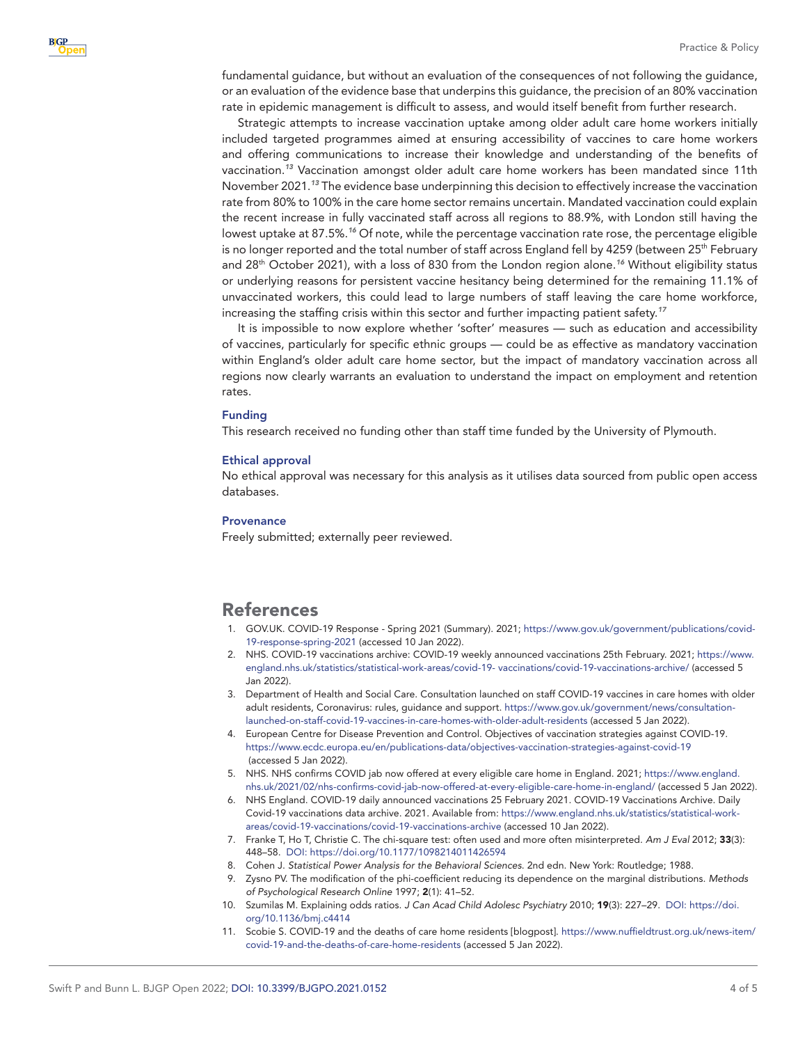fundamental guidance, but without an evaluation of the consequences of not following the guidance, or an evaluation of the evidence base that underpins this guidance, the precision of an 80% vaccination rate in epidemic management is difficult to assess, and would itself benefit from further research.

Strategic attempts to increase vaccination uptake among older adult care home workers initially included targeted programmes aimed at ensuring accessibility of vaccines to care home workers and offering communications to increase their knowledge and understanding of the benefits of vaccination.[13] Vaccination amongst older adult care home workers has been mandated since 11th November 2021.[13] The evidence base underpinning this decision to effectively increase the vaccination rate from 80% to 100% in the care home sector remains uncertain. Mandated vaccination could explain the recent increase in fully vaccinated staff across all regions to 88.9%, with London still having the lowest uptake at 87.5%.[16] Of note, while the percentage vaccination rate rose, the percentage eligible is no longer reported and the total number of staff across England fell by 4259 (between 25th February and 28th October 2021), with a loss of 830 from the London region alone.[16] Without eligibility status or underlying reasons for persistent vaccine hesitancy being determined for the remaining 11.1% of unvaccinated workers, this could lead to large numbers of staff leaving the care home workforce, increasing the staffing crisis within this sector and further impacting patient safety.[17]

It is impossible to now explore whether 'softer' measures — such as education and accessibility of vaccines, particularly for specific ethnic groups — could be as effective as mandatory vaccination within England's older adult care home sector, but the impact of mandatory vaccination across all regions now clearly warrants an evaluation to understand the impact on employment and retention rates.

### Funding

This research received no funding other than staff time funded by the University of Plymouth.

### Ethical approval

No ethical approval was necessary for this analysis as it utilises data sourced from public open access databases.

### Provenance

Freely submitted; externally peer reviewed.

## References

1. GOV.UK. COVID-19 Response - Spring 2021 (Summary). 2021; https://www.gov.uk/government/publications/covid-19-response-spring-2021 (accessed 10 Jan 2022).
2. NHS. COVID-19 vaccinations archive: COVID-19 weekly announced vaccinations 25th February. 2021; https://www.england.nhs.uk/statistics/statistical-work-areas/covid-19- vaccinations/covid-19-vaccinations-archive/ (accessed 5 Jan 2022).
3. Department of Health and Social Care. Consultation launched on staff COVID-19 vaccines in care homes with older adult residents, Coronavirus: rules, guidance and support. https://www.gov.uk/government/news/consultation-launched-on-staff-covid-19-vaccines-in-care-homes-with-older-adult-residents (accessed 5 Jan 2022).
4. European Centre for Disease Prevention and Control. Objectives of vaccination strategies against COVID-19. https://www.ecdc.europa.eu/en/publications-data/objectives-vaccination-strategies-against-covid-19 (accessed 5 Jan 2022).
5. NHS. NHS confirms COVID jab now offered at every eligible care home in England. 2021; https://www.england.nhs.uk/2021/02/nhs-confirms-covid-jab-now-offered-at-every-eligible-care-home-in-england/ (accessed 5 Jan 2022).
6. NHS England. COVID-19 daily announced vaccinations 25 February 2021. COVID-19 Vaccinations Archive. Daily Covid-19 vaccinations data archive. 2021. Available from: https://www.england.nhs.uk/statistics/statistical-work-areas/covid-19-vaccinations/covid-19-vaccinations-archive (accessed 10 Jan 2022).
7. Franke T, Ho T, Christie C. The chi-square test: often used and more often misinterpreted. *Am J Eval* 2012; **33**(3): 448–58. DOI: https://doi.org/10.1177/1098214011426594
8. Cohen J. *Statistical Power Analysis for the Behavioral Sciences.* 2nd edn. New York: Routledge; 1988.
9. Zysno PV. The modification of the phi-coefficient reducing its dependence on the marginal distributions. *Methods of Psychological Research Online* 1997; **2**(1): 41–52.
10. Szumilas M. Explaining odds ratios. *J Can Acad Child Adolesc Psychiatry* 2010; **19**(3): 227–29. DOI: https://doi.org/10.1136/bmj.c4414
11. Scobie S. COVID-19 and the deaths of care home residents [blogpost]. https://www.nuffieldtrust.org.uk/news-item/covid-19-and-the-deaths-of-care-home-residents (accessed 5 Jan 2022).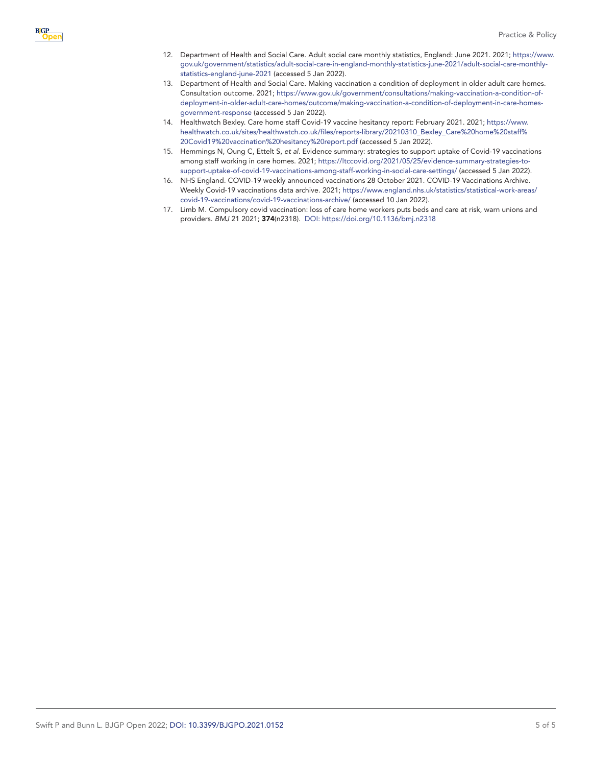12. Department of Health and Social Care. Adult social care monthly statistics, England: June 2021. 2021; https://www.gov.uk/government/statistics/adult-social-care-in-england-monthly-statistics-june-2021/adult-social-care-monthly-statistics-england-june-2021 (accessed 5 Jan 2022).
13. Department of Health and Social Care. Making vaccination a condition of deployment in older adult care homes. Consultation outcome. 2021; https://www.gov.uk/government/consultations/making-vaccination-a-condition-of-deployment-in-older-adult-care-homes/outcome/making-vaccination-a-condition-of-deployment-in-care-homes-government-response (accessed 5 Jan 2022).
14. Healthwatch Bexley. Care home staff Covid-19 vaccine hesitancy report: February 2021. 2021; https://www.healthwatch.co.uk/sites/healthwatch.co.uk/files/reports-library/20210310_Bexley_Care%20home%20staff%20Covid19%20vaccination%20hesitancy%20report.pdf (accessed 5 Jan 2022).
15. Hemmings N, Oung C, Ettelt S, *et al*. Evidence summary: strategies to support uptake of Covid-19 vaccinations among staff working in care homes. 2021; https://ltccovid.org/2021/05/25/evidence-summary-strategies-to-support-uptake-of-covid-19-vaccinations-among-staff-working-in-social-care-settings/ (accessed 5 Jan 2022).
16. NHS England. COVID-19 weekly announced vaccinations 28 October 2021. COVID-19 Vaccinations Archive. Weekly Covid-19 vaccinations data archive. 2021; https://www.england.nhs.uk/statistics/statistical-work-areas/covid-19-vaccinations/covid-19-vaccinations-archive/ (accessed 10 Jan 2022).
17. Limb M. Compulsory covid vaccination: loss of care home workers puts beds and care at risk, warn unions and providers. *BMJ* 21 2021; **374**(n2318). DOI: https://doi.org/10.1136/bmj.n2318